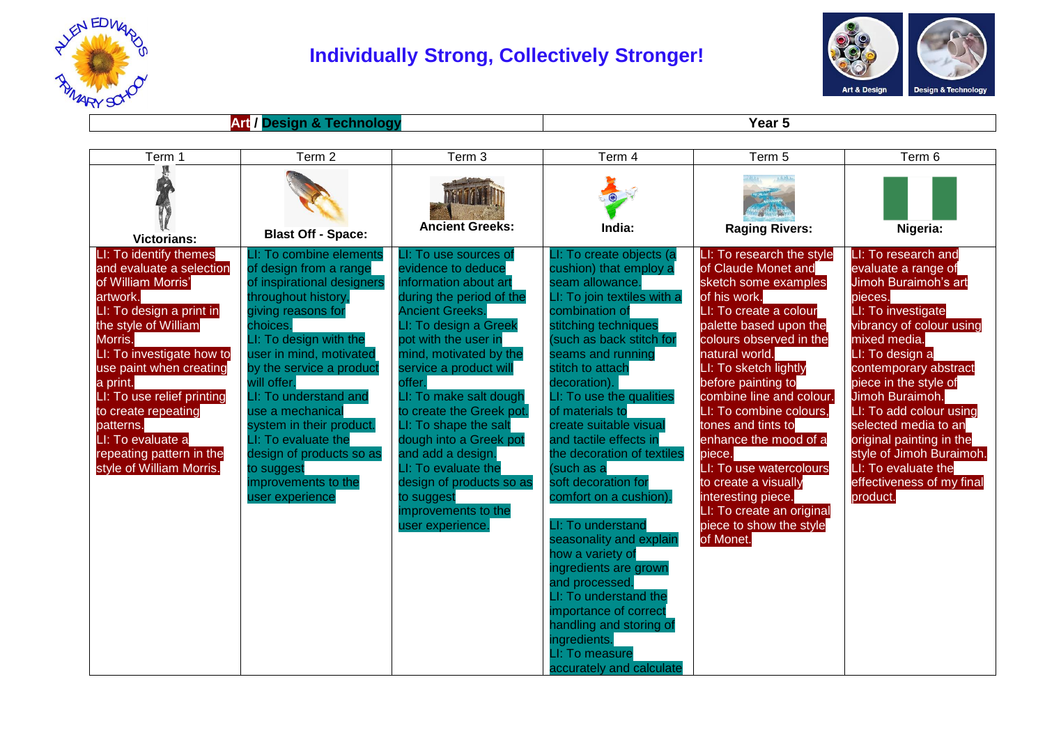# Individually Strong, Collectively Stronger!

| Art / Design & Technology | Year 5 |
|---|---|

| Term 1 | Term 2 | Term 3 | Term 4 | Term 5 | Term 6 |
|---|---|---|---|---|---|
| **Victorians:** | **Blast Off - Space:** | **Ancient Greeks:** | **India:** | **Raging Rivers:** | **Nigeria:** |
| LI: To identify themes and evaluate a selection of William Morris' artwork.<br>LI: To design a print in the style of William Morris.<br>LI: To investigate how to use paint when creating a print.<br>LI: To use relief printing to create repeating patterns.<br>LI: To evaluate a repeating pattern in the style of William Morris. | LI: To combine elements of design from a range of inspirational designers throughout history, giving reasons for choices.<br>LI: To design with the user in mind, motivated by the service a product will offer.<br>LI: To understand and use a mechanical system in their product.<br>LI: To evaluate the design of products so as to suggest improvements to the user experience | LI: To use sources of evidence to deduce information about art during the period of the Ancient Greeks.<br>LI: To design a Greek pot with the user in mind, motivated by the service a product will offer.<br>LI: To make salt dough to create the Greek pot.<br>LI: To shape the salt dough into a Greek pot and add a design.<br>LI: To evaluate the design of products so as to suggest improvements to the user experience. | LI: To create objects (a cushion) that employ a seam allowance.<br>LI: To join textiles with a combination of stitching techniques (such as back stitch for seams and running stitch to attach decoration).<br>LI: To use the qualities of materials to create suitable visual and tactile effects in the decoration of textiles (such as a soft decoration for comfort on a cushion).<br><br>LI: To understand seasonality and explain how a variety of ingredients are grown and processed.<br>LI: To understand the importance of correct handling and storing of ingredients.<br>LI: To measure accurately and calculate | LI: To research the style of Claude Monet and sketch some examples of his work.<br>LI: To create a colour palette based upon the colours observed in the natural world.<br>LI: To sketch lightly before painting to combine line and colour.<br>LI: To combine colours, tones and tints to enhance the mood of a piece.<br>LI: To use watercolours to create a visually interesting piece.<br>LI: To create an original piece to show the style of Monet. | LI: To research and evaluate a range of Jimoh Buraimoh's art pieces.<br>LI: To investigate vibrancy of colour using mixed media.<br>LI: To design a contemporary abstract piece in the style of Jimoh Buraimoh.<br>LI: To add colour using selected media to an original painting in the style of Jimoh Buraimoh.<br>LI: To evaluate the effectiveness of my final product. |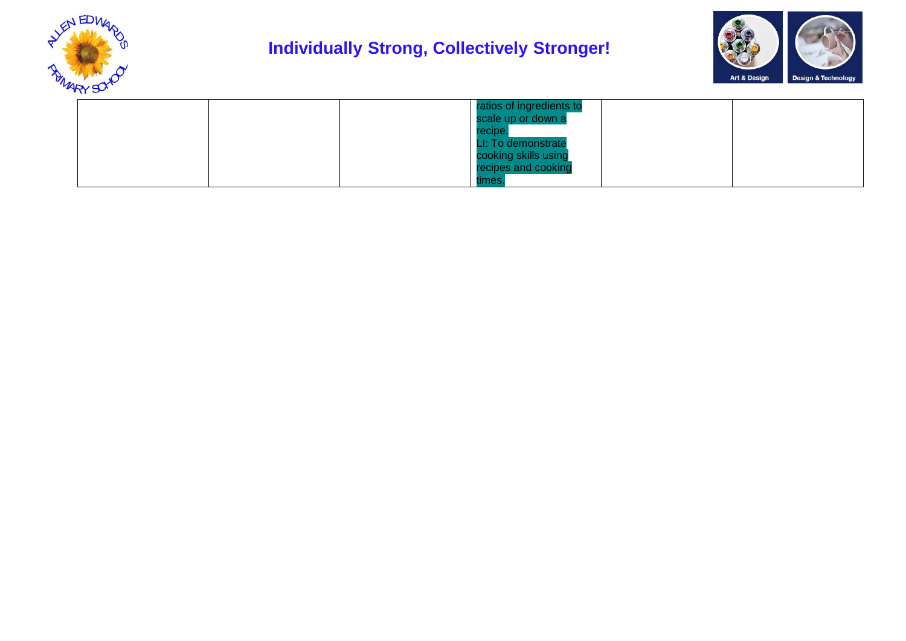| | | | | | |
|---|---|---|---|---|---|
| | | | ratios of ingredients to scale up or down a recipe.<br>LI: To demonstrate cooking skills using recipes and cooking times. | | |